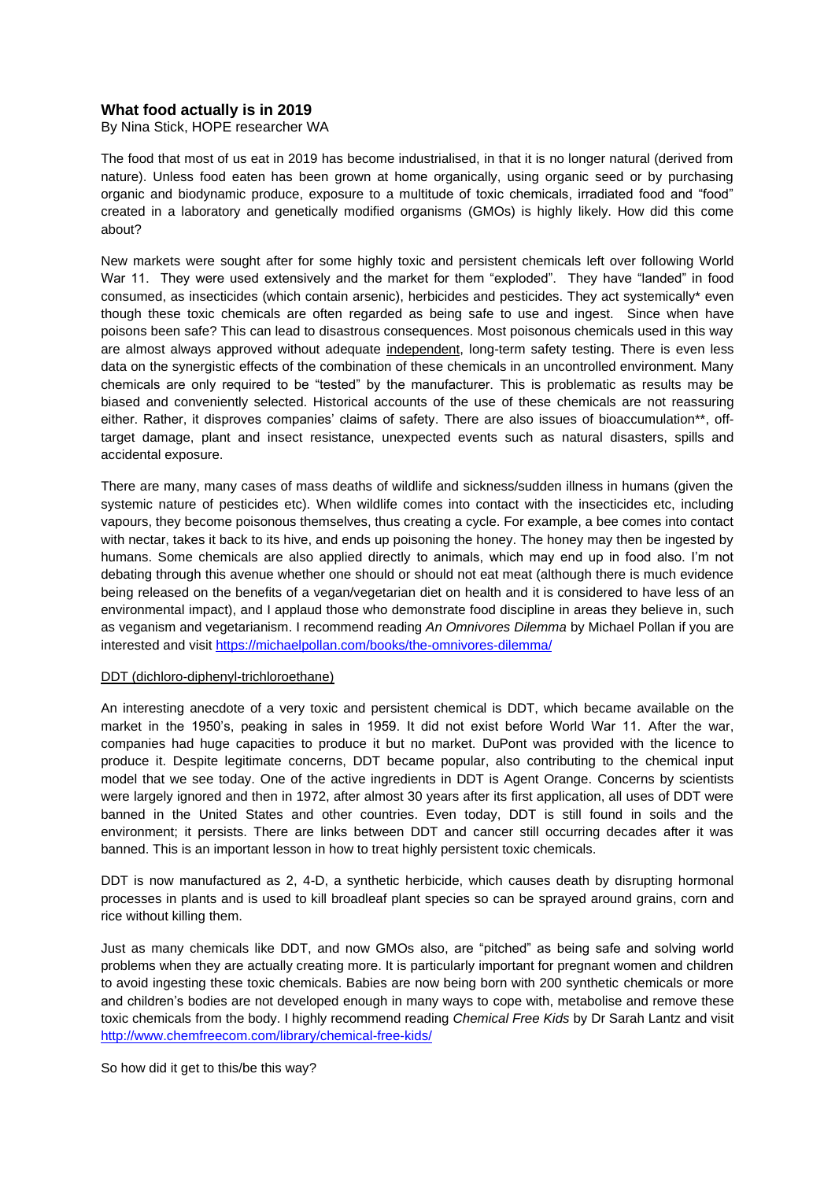# What food actually is in 2019

By Nina Stick, HOPE researcher WA

The food that most of us eat in 2019 has become industrialised, in that it is no longer natural (derived from nature). Unless food eaten has been grown at home organically, using organic seed or by purchasing organic and biodynamic produce, exposure to a multitude of toxic chemicals, irradiated food and "food" created in a laboratory and genetically modified organisms (GMOs) is highly likely. How did this come about?

New markets were sought after for some highly toxic and persistent chemicals left over following World War 11. They were used extensively and the market for them "exploded". They have "landed" in food consumed, as insecticides (which contain arsenic), herbicides and pesticides. They act systemically* even though these toxic chemicals are often regarded as being safe to use and ingest. Since when have poisons been safe? This can lead to disastrous consequences. Most poisonous chemicals used in this way are almost always approved without adequate independent, long-term safety testing. There is even less data on the synergistic effects of the combination of these chemicals in an uncontrolled environment. Many chemicals are only required to be "tested" by the manufacturer. This is problematic as results may be biased and conveniently selected. Historical accounts of the use of these chemicals are not reassuring either. Rather, it disproves companies' claims of safety. There are also issues of bioaccumulation**, off-target damage, plant and insect resistance, unexpected events such as natural disasters, spills and accidental exposure.

There are many, many cases of mass deaths of wildlife and sickness/sudden illness in humans (given the systemic nature of pesticides etc). When wildlife comes into contact with the insecticides etc, including vapours, they become poisonous themselves, thus creating a cycle. For example, a bee comes into contact with nectar, takes it back to its hive, and ends up poisoning the honey. The honey may then be ingested by humans. Some chemicals are also applied directly to animals, which may end up in food also. I'm not debating through this avenue whether one should or should not eat meat (although there is much evidence being released on the benefits of a vegan/vegetarian diet on health and it is considered to have less of an environmental impact), and I applaud those who demonstrate food discipline in areas they believe in, such as veganism and vegetarianism. I recommend reading *An Omnivores Dilemma* by Michael Pollan if you are interested and visit https://michaelpollan.com/books/the-omnivores-dilemma/

## DDT (dichloro-diphenyl-trichloroethane)

An interesting anecdote of a very toxic and persistent chemical is DDT, which became available on the market in the 1950's, peaking in sales in 1959. It did not exist before World War 11. After the war, companies had huge capacities to produce it but no market. DuPont was provided with the licence to produce it. Despite legitimate concerns, DDT became popular, also contributing to the chemical input model that we see today. One of the active ingredients in DDT is Agent Orange. Concerns by scientists were largely ignored and then in 1972, after almost 30 years after its first application, all uses of DDT were banned in the United States and other countries. Even today, DDT is still found in soils and the environment; it persists. There are links between DDT and cancer still occurring decades after it was banned. This is an important lesson in how to treat highly persistent toxic chemicals.

DDT is now manufactured as 2, 4-D, a synthetic herbicide, which causes death by disrupting hormonal processes in plants and is used to kill broadleaf plant species so can be sprayed around grains, corn and rice without killing them.

Just as many chemicals like DDT, and now GMOs also, are "pitched" as being safe and solving world problems when they are actually creating more. It is particularly important for pregnant women and children to avoid ingesting these toxic chemicals. Babies are now being born with 200 synthetic chemicals or more and children's bodies are not developed enough in many ways to cope with, metabolise and remove these toxic chemicals from the body. I highly recommend reading *Chemical Free Kids* by Dr Sarah Lantz and visit http://www.chemfreecom.com/library/chemical-free-kids/

So how did it get to this/be this way?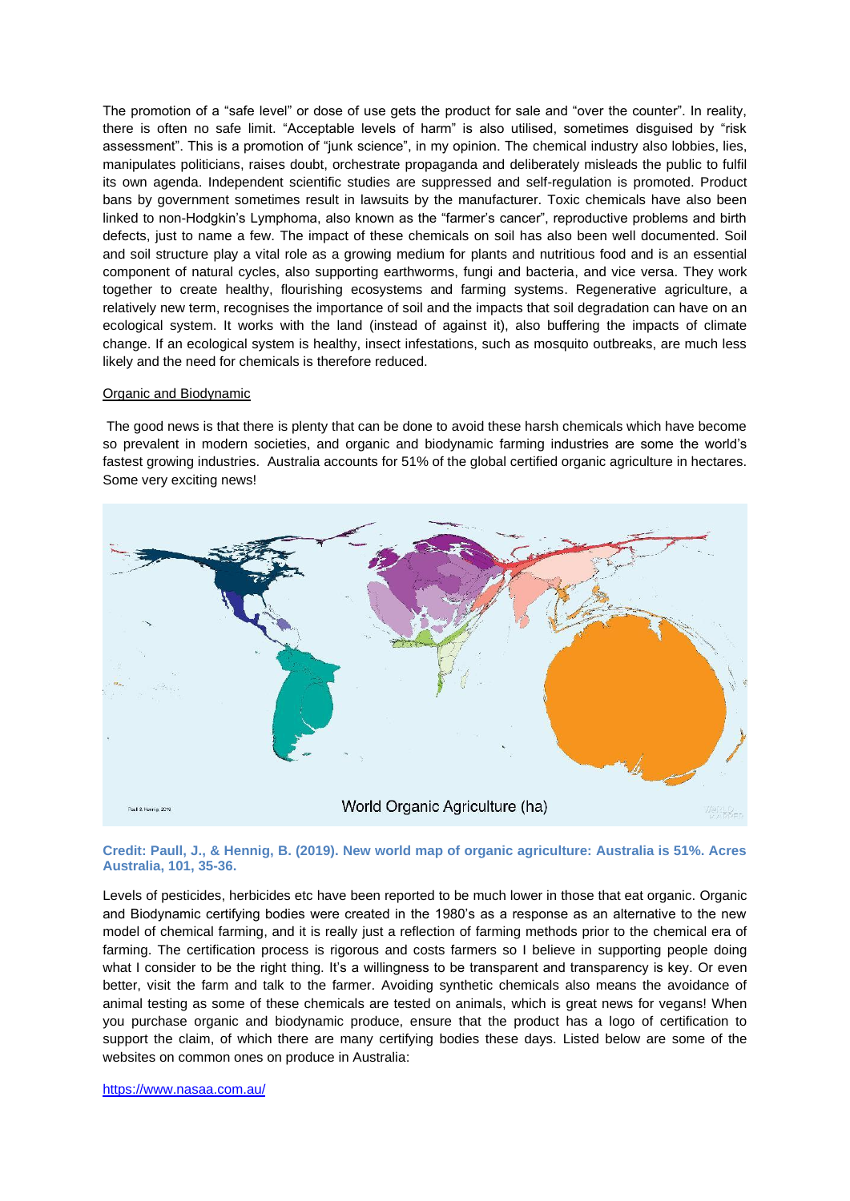The promotion of a "safe level" or dose of use gets the product for sale and "over the counter". In reality, there is often no safe limit. "Acceptable levels of harm" is also utilised, sometimes disguised by "risk assessment". This is a promotion of "junk science", in my opinion. The chemical industry also lobbies, lies, manipulates politicians, raises doubt, orchestrate propaganda and deliberately misleads the public to fulfil its own agenda. Independent scientific studies are suppressed and self-regulation is promoted. Product bans by government sometimes result in lawsuits by the manufacturer. Toxic chemicals have also been linked to non-Hodgkin's Lymphoma, also known as the "farmer's cancer", reproductive problems and birth defects, just to name a few. The impact of these chemicals on soil has also been well documented. Soil and soil structure play a vital role as a growing medium for plants and nutritious food and is an essential component of natural cycles, also supporting earthworms, fungi and bacteria, and vice versa. They work together to create healthy, flourishing ecosystems and farming systems. Regenerative agriculture, a relatively new term, recognises the importance of soil and the impacts that soil degradation can have on an ecological system. It works with the land (instead of against it), also buffering the impacts of climate change. If an ecological system is healthy, insect infestations, such as mosquito outbreaks, are much less likely and the need for chemicals is therefore reduced.

## Organic and Biodynamic

The good news is that there is plenty that can be done to avoid these harsh chemicals which have become so prevalent in modern societies, and organic and biodynamic farming industries are some the world's fastest growing industries. Australia accounts for 51% of the global certified organic agriculture in hectares. Some very exciting news!

World Organic Agriculture (ha)

**Credit: Paull, J., & Hennig, B. (2019). New world map of organic agriculture: Australia is 51%. Acres Australia, 101, 35-36.**

Levels of pesticides, herbicides etc have been reported to be much lower in those that eat organic. Organic and Biodynamic certifying bodies were created in the 1980's as a response as an alternative to the new model of chemical farming, and it is really just a reflection of farming methods prior to the chemical era of farming. The certification process is rigorous and costs farmers so I believe in supporting people doing what I consider to be the right thing. It's a willingness to be transparent and transparency is key. Or even better, visit the farm and talk to the farmer. Avoiding synthetic chemicals also means the avoidance of animal testing as some of these chemicals are tested on animals, which is great news for vegans! When you purchase organic and biodynamic produce, ensure that the product has a logo of certification to support the claim, of which there are many certifying bodies these days. Listed below are some of the websites on common ones on produce in Australia:

https://www.nasaa.com.au/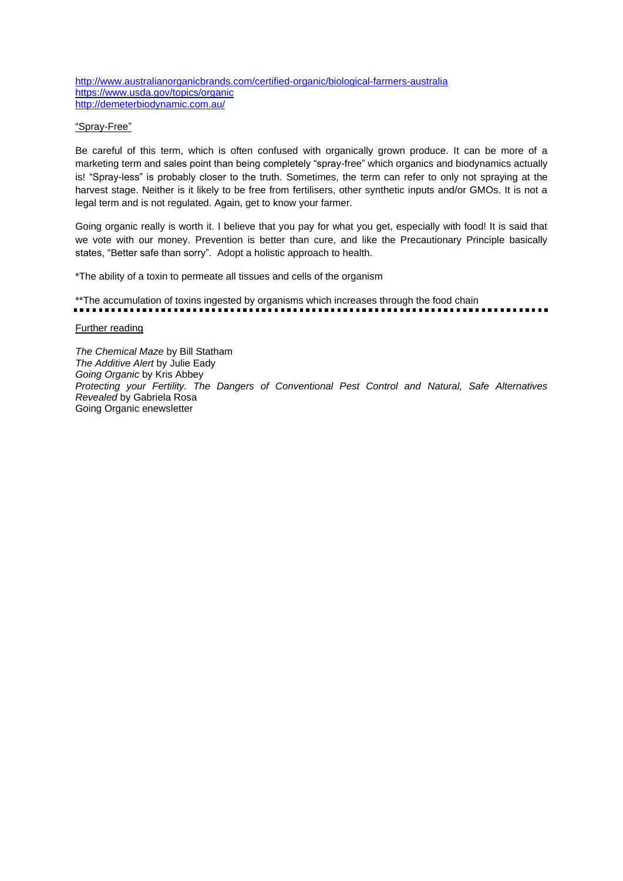http://www.australianorganicbrands.com/certified-organic/biological-farmers-australia
https://www.usda.gov/topics/organic
http://demeterbiodynamic.com.au/

"Spray-Free"

Be careful of this term, which is often confused with organically grown produce. It can be more of a marketing term and sales point than being completely "spray-free" which organics and biodynamics actually is! "Spray-less" is probably closer to the truth. Sometimes, the term can refer to only not spraying at the harvest stage. Neither is it likely to be free from fertilisers, other synthetic inputs and/or GMOs. It is not a legal term and is not regulated. Again, get to know your farmer.

Going organic really is worth it. I believe that you pay for what you get, especially with food! It is said that we vote with our money. Prevention is better than cure, and like the Precautionary Principle basically states, "Better safe than sorry". Adopt a holistic approach to health.

*The ability of a toxin to permeate all tissues and cells of the organism

**The accumulation of toxins ingested by organisms which increases through the food chain

---

Further reading

*The Chemical Maze* by Bill Statham
*The Additive Alert* by Julie Eady
*Going Organic* by Kris Abbey
*Protecting your Fertility. The Dangers of Conventional Pest Control and Natural, Safe Alternatives Revealed* by Gabriela Rosa
Going Organic enewsletter